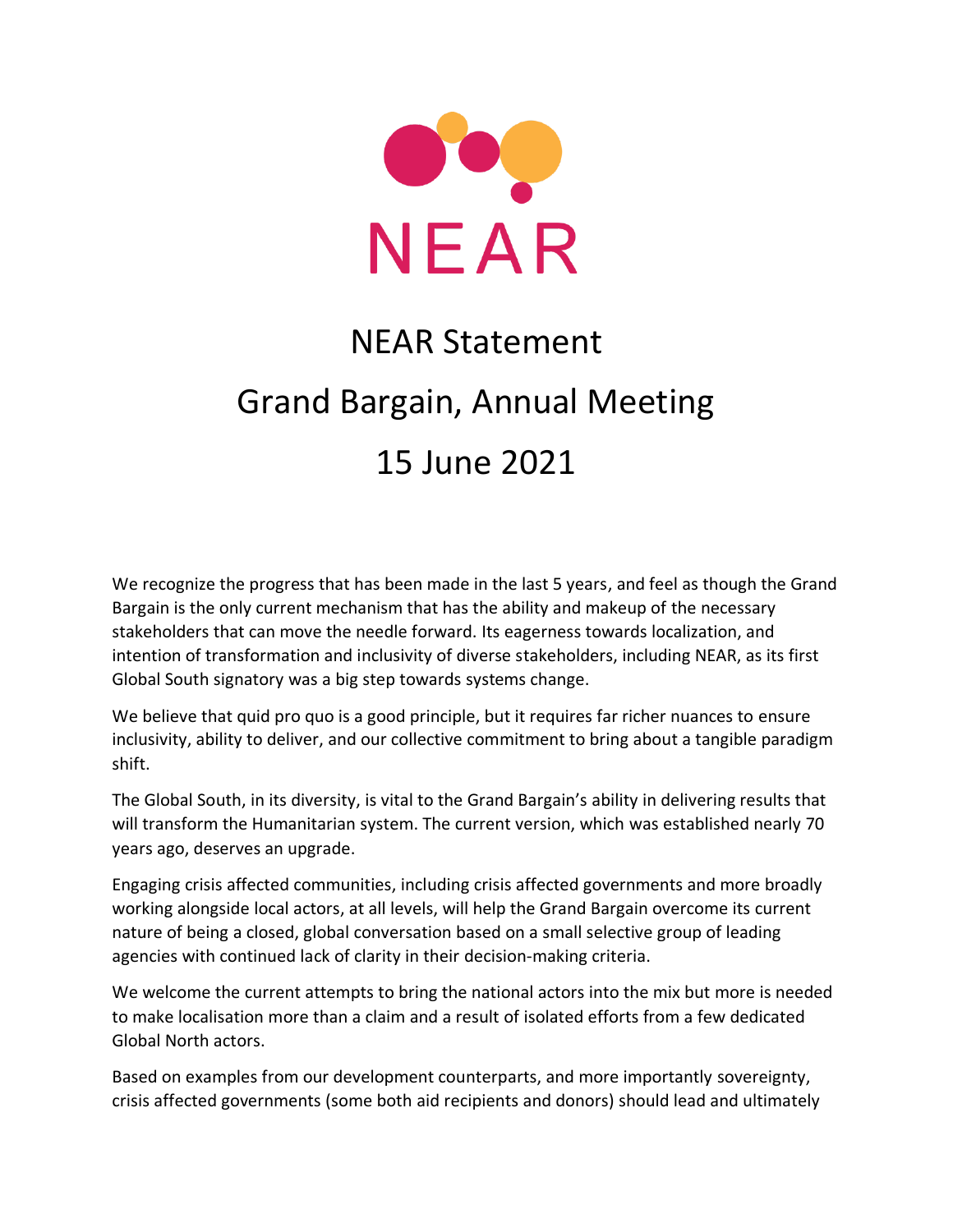NEAR

# NEAR Statement

# Grand Bargain, Annual Meeting

# 15 June 2021

We recognize the progress that has been made in the last 5 years, and feel as though the Grand Bargain is the only current mechanism that has the ability and makeup of the necessary stakeholders that can move the needle forward. Its eagerness towards localization, and intention of transformation and inclusivity of diverse stakeholders, including NEAR, as its first Global South signatory was a big step towards systems change.

We believe that quid pro quo is a good principle, but it requires far richer nuances to ensure inclusivity, ability to deliver, and our collective commitment to bring about a tangible paradigm shift.

The Global South, in its diversity, is vital to the Grand Bargain's ability in delivering results that will transform the Humanitarian system. The current version, which was established nearly 70 years ago, deserves an upgrade.

Engaging crisis affected communities, including crisis affected governments and more broadly working alongside local actors, at all levels, will help the Grand Bargain overcome its current nature of being a closed, global conversation based on a small selective group of leading agencies with continued lack of clarity in their decision-making criteria.

We welcome the current attempts to bring the national actors into the mix but more is needed to make localisation more than a claim and a result of isolated efforts from a few dedicated Global North actors.

Based on examples from our development counterparts, and more importantly sovereignty, crisis affected governments (some both aid recipients and donors) should lead and ultimately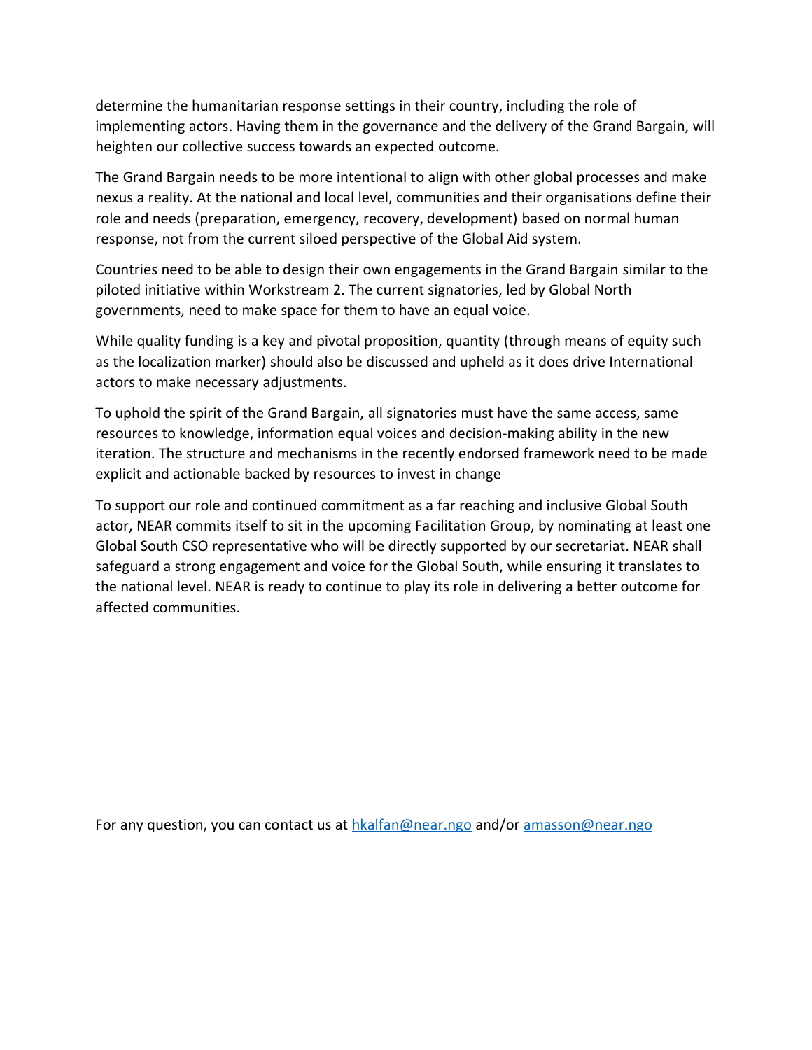determine the humanitarian response settings in their country, including the role of implementing actors. Having them in the governance and the delivery of the Grand Bargain, will heighten our collective success towards an expected outcome.

The Grand Bargain needs to be more intentional to align with other global processes and make nexus a reality. At the national and local level, communities and their organisations define their role and needs (preparation, emergency, recovery, development) based on normal human response, not from the current siloed perspective of the Global Aid system.

Countries need to be able to design their own engagements in the Grand Bargain similar to the piloted initiative within Workstream 2. The current signatories, led by Global North governments, need to make space for them to have an equal voice.

While quality funding is a key and pivotal proposition, quantity (through means of equity such as the localization marker) should also be discussed and upheld as it does drive International actors to make necessary adjustments.

To uphold the spirit of the Grand Bargain, all signatories must have the same access, same resources to knowledge, information equal voices and decision-making ability in the new iteration. The structure and mechanisms in the recently endorsed framework need to be made explicit and actionable backed by resources to invest in change

To support our role and continued commitment as a far reaching and inclusive Global South actor, NEAR commits itself to sit in the upcoming Facilitation Group, by nominating at least one Global South CSO representative who will be directly supported by our secretariat. NEAR shall safeguard a strong engagement and voice for the Global South, while ensuring it translates to the national level. NEAR is ready to continue to play its role in delivering a better outcome for affected communities.

For any question, you can contact us at hkalfan@near.ngo and/or amasson@near.ngo